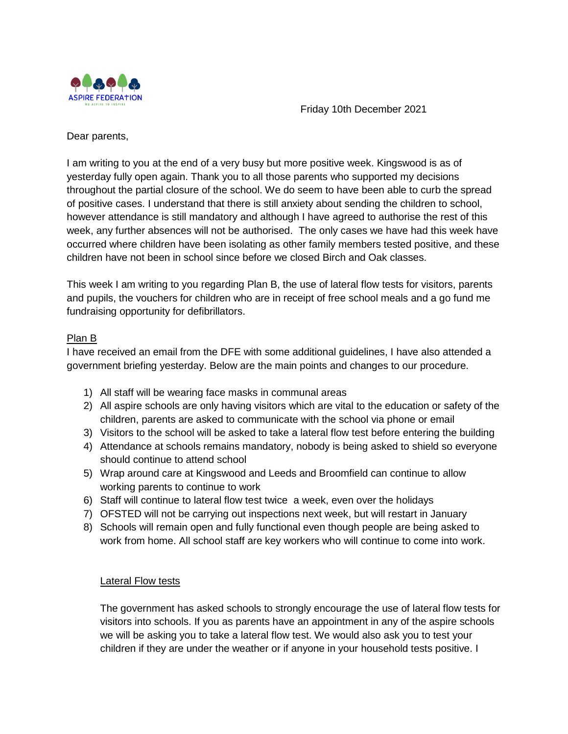Friday 10th December 2021

Dear parents,

I am writing to you at the end of a very busy but more positive week. Kingswood is as of yesterday fully open again. Thank you to all those parents who supported my decisions throughout the partial closure of the school. We do seem to have been able to curb the spread of positive cases. I understand that there is still anxiety about sending the children to school, however attendance is still mandatory and although I have agreed to authorise the rest of this week, any further absences will not be authorised. The only cases we have had this week have occurred where children have been isolating as other family members tested positive, and these children have not been in school since before we closed Birch and Oak classes.

This week I am writing to you regarding Plan B, the use of lateral flow tests for visitors, parents and pupils, the vouchers for children who are in receipt of free school meals and a go fund me fundraising opportunity for defibrillators.

<u>Plan B</u>

I have received an email from the DFE with some additional guidelines, I have also attended a government briefing yesterday. Below are the main points and changes to our procedure.

1) All staff will be wearing face masks in communal areas
2) All aspire schools are only having visitors which are vital to the education or safety of the children, parents are asked to communicate with the school via phone or email
3) Visitors to the school will be asked to take a lateral flow test before entering the building
4) Attendance at schools remains mandatory, nobody is being asked to shield so everyone should continue to attend school
5) Wrap around care at Kingswood and Leeds and Broomfield can continue to allow working parents to continue to work
6) Staff will continue to lateral flow test twice a week, even over the holidays
7) OFSTED will not be carrying out inspections next week, but will restart in January
8) Schools will remain open and fully functional even though people are being asked to work from home. All school staff are key workers who will continue to come into work.

<u>Lateral Flow tests</u>

The government has asked schools to strongly encourage the use of lateral flow tests for visitors into schools. If you as parents have an appointment in any of the aspire schools we will be asking you to take a lateral flow test. We would also ask you to test your children if they are under the weather or if anyone in your household tests positive. I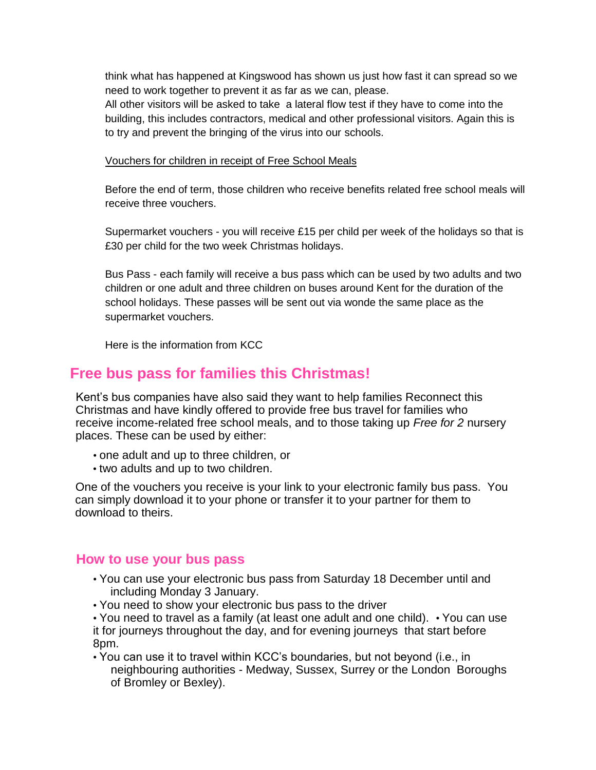think what has happened at Kingswood has shown us just how fast it can spread so we need to work together to prevent it as far as we can, please.
All other visitors will be asked to take a lateral flow test if they have to come into the building, this includes contractors, medical and other professional visitors. Again this is to try and prevent the bringing of the virus into our schools.

<u>Vouchers for children in receipt of Free School Meals</u>

Before the end of term, those children who receive benefits related free school meals will receive three vouchers.

Supermarket vouchers - you will receive £15 per child per week of the holidays so that is £30 per child for the two week Christmas holidays.

Bus Pass - each family will receive a bus pass which can be used by two adults and two children or one adult and three children on buses around Kent for the duration of the school holidays. These passes will be sent out via wonde the same place as the supermarket vouchers.

Here is the information from KCC

## Free bus pass for families this Christmas!

Kent's bus companies have also said they want to help families Reconnect this Christmas and have kindly offered to provide free bus travel for families who receive income-related free school meals, and to those taking up *Free for 2* nursery places. These can be used by either:

- one adult and up to three children, or
- two adults and up to two children.

One of the vouchers you receive is your link to your electronic family bus pass. You can simply download it to your phone or transfer it to your partner for them to download to theirs.

### How to use your bus pass

- You can use your electronic bus pass from Saturday 18 December until and including Monday 3 January.
- You need to show your electronic bus pass to the driver
- You need to travel as a family (at least one adult and one child).
- You can use it for journeys throughout the day, and for evening journeys that start before 8pm.
- You can use it to travel within KCC's boundaries, but not beyond (i.e., in neighbouring authorities - Medway, Sussex, Surrey or the London Boroughs of Bromley or Bexley).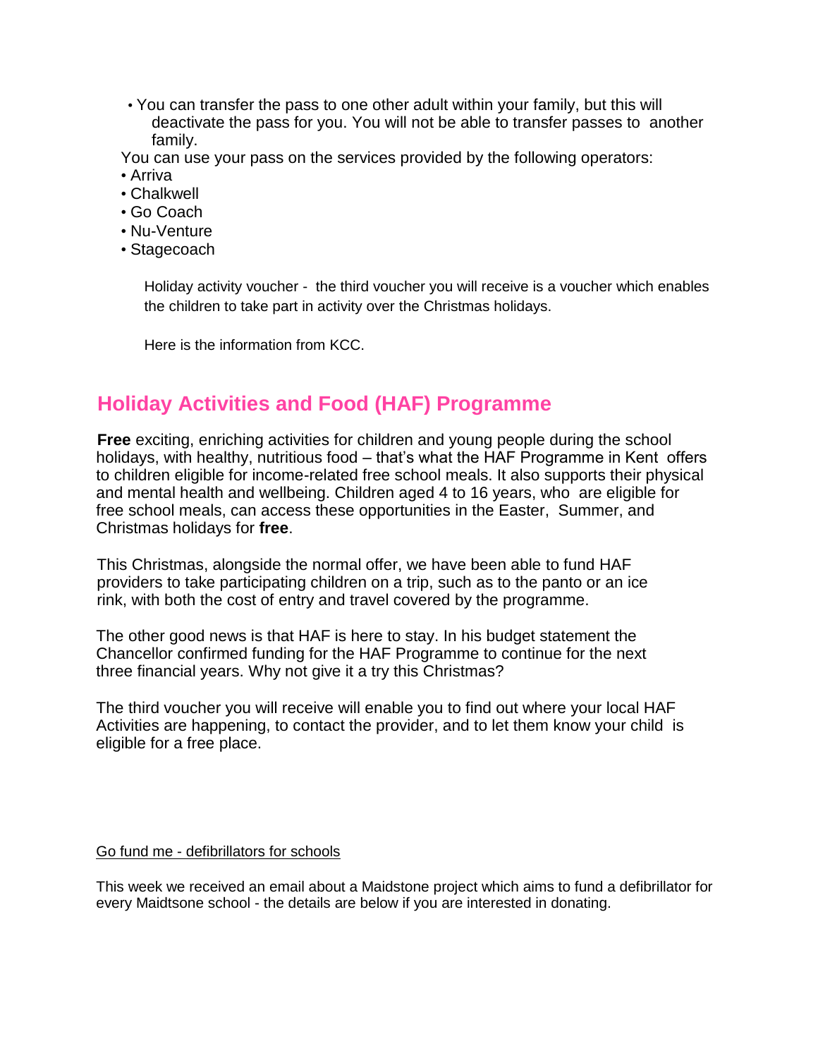- You can transfer the pass to one other adult within your family, but this will deactivate the pass for you. You will not be able to transfer passes to another family.

You can use your pass on the services provided by the following operators:

- Arriva
- Chalkwell
- Go Coach
- Nu-Venture
- Stagecoach

Holiday activity voucher - the third voucher you will receive is a voucher which enables the children to take part in activity over the Christmas holidays.

Here is the information from KCC.

## Holiday Activities and Food (HAF) Programme

**Free** exciting, enriching activities for children and young people during the school holidays, with healthy, nutritious food – that's what the HAF Programme in Kent offers to children eligible for income-related free school meals. It also supports their physical and mental health and wellbeing. Children aged 4 to 16 years, who are eligible for free school meals, can access these opportunities in the Easter, Summer, and Christmas holidays for **free**.

This Christmas, alongside the normal offer, we have been able to fund HAF providers to take participating children on a trip, such as to the panto or an ice rink, with both the cost of entry and travel covered by the programme.

The other good news is that HAF is here to stay. In his budget statement the Chancellor confirmed funding for the HAF Programme to continue for the next three financial years. Why not give it a try this Christmas?

The third voucher you will receive will enable you to find out where your local HAF Activities are happening, to contact the provider, and to let them know your child is eligible for a free place.

Go fund me - defibrillators for schools

This week we received an email about a Maidstone project which aims to fund a defibrillator for every Maidtsone school - the details are below if you are interested in donating.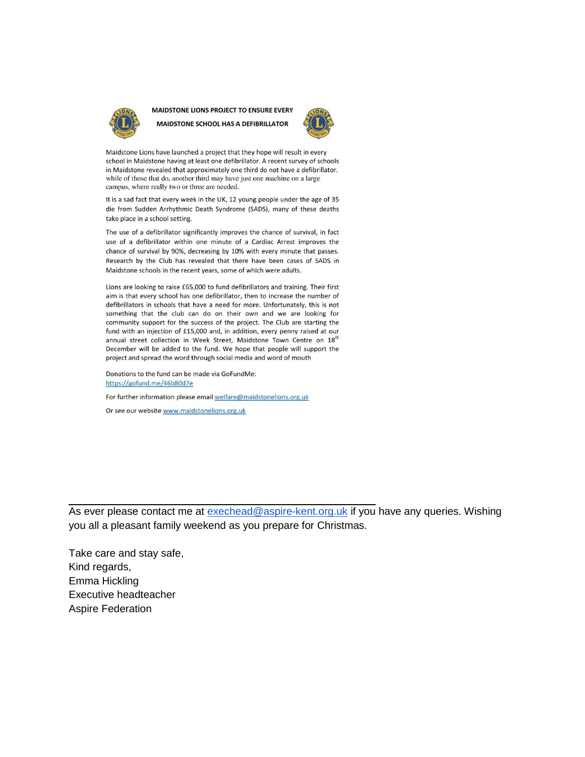**MAIDSTONE LIONS PROJECT TO ENSURE EVERY MAIDSTONE SCHOOL HAS A DEFIBRILLATOR**

Maidstone Lions have launched a project that they hope will result in every school in Maidstone having at least one defibrillator. A recent survey of schools in Maidstone revealed that approximately one third do not have a defibrillator. while of those that do, another third may have just one machine on a large campus, where really two or three are needed.

It is a sad fact that every week in the UK, 12 young people under the age of 35 die from Sudden Arrhythmic Death Syndrome (SADS), many of these deaths take place in a school setting.

The use of a defibrillator significantly improves the chance of survival, in fact use of a defibrillator within one minute of a Cardiac Arrest improves the chance of survival by 90%, decreasing by 10% with every minute that passes. Research by the Club has revealed that there have been cases of SADS in Maidstone schools in the recent years, some of which were adults.

Lions are looking to raise £65,000 to fund defibrillators and training. Their first aim is that every school has one defibrillator, then to increase the number of defibrillators in schools that have a need for more. Unfortunately, this is not something that the club can do on their own and we are looking for community support for the success of the project. The Club are starting the fund with an injection of £15,000 and, in addition, every penny raised at our annual street collection in Week Street, Maidstone Town Centre on 18th December will be added to the fund. We hope that people will support the project and spread the word through social media and word of mouth

Donations to the fund can be made via GoFundMe: https://gofund.me/46b80d7e

For further information please email welfare@maidstonelions.org.uk

Or see our website www.maidstonelions.org.uk

---

As ever please contact me at exechead@aspire-kent.org.uk if you have any queries. Wishing you all a pleasant family weekend as you prepare for Christmas.

Take care and stay safe,
Kind regards,
Emma Hickling
Executive headteacher
Aspire Federation